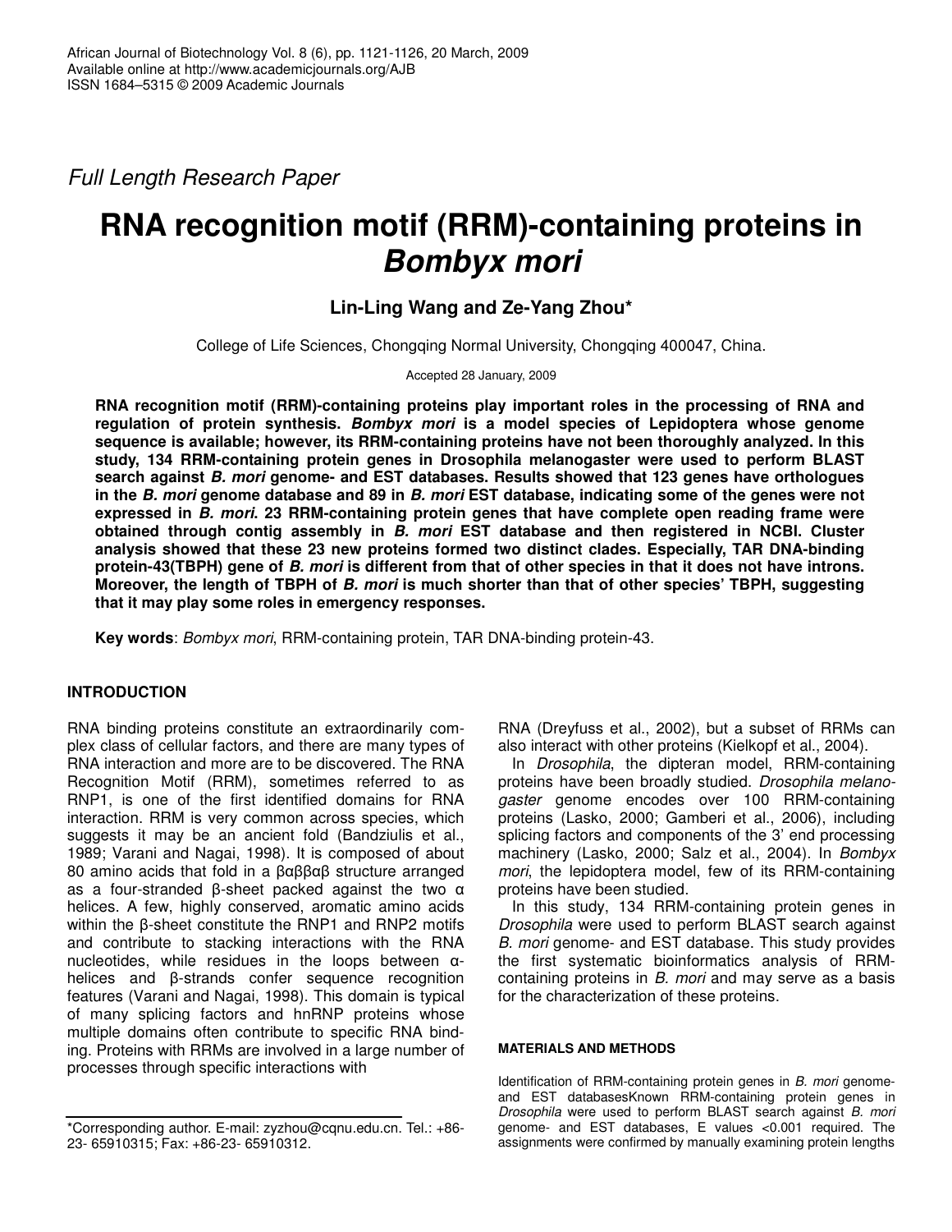African Journal of Biotechnology Vol. 8 (6), pp. 1121-1126, 20 March, 2009
Available online at http://www.academicjournals.org/AJB
ISSN 1684–5315 © 2009 Academic Journals

*Full Length Research Paper*

# RNA recognition motif (RRM)-containing proteins in *Bombyx mori*

**Lin-Ling Wang and Ze-Yang Zhou***

College of Life Sciences, Chongqing Normal University, Chongqing 400047, China.

Accepted 28 January, 2009

**RNA recognition motif (RRM)-containing proteins play important roles in the processing of RNA and regulation of protein synthesis. *Bombyx mori* is a model species of Lepidoptera whose genome sequence is available; however, its RRM-containing proteins have not been thoroughly analyzed. In this study, 134 RRM-containing protein genes in Drosophila melanogaster were used to perform BLAST search against *B. mori* genome- and EST databases. Results showed that 123 genes have orthologues in the *B. mori* genome database and 89 in *B. mori* EST database, indicating some of the genes were not expressed in *B. mori*. 23 RRM-containing protein genes that have complete open reading frame were obtained through contig assembly in *B. mori* EST database and then registered in NCBI. Cluster analysis showed that these 23 new proteins formed two distinct clades. Especially, TAR DNA-binding protein-43(TBPH) gene of *B. mori* is different from that of other species in that it does not have introns. Moreover, the length of TBPH of *B. mori* is much shorter than that of other species' TBPH, suggesting that it may play some roles in emergency responses.**

**Key words**: *Bombyx mori*, RRM-containing protein, TAR DNA-binding protein-43.

## INTRODUCTION

RNA binding proteins constitute an extraordinarily complex class of cellular factors, and there are many types of RNA interaction and more are to be discovered. The RNA Recognition Motif (RRM), sometimes referred to as RNP1, is one of the first identified domains for RNA interaction. RRM is very common across species, which suggests it may be an ancient fold (Bandziulis et al., 1989; Varani and Nagai, 1998). It is composed of about 80 amino acids that fold in a βαββαβ structure arranged as a four-stranded β-sheet packed against the two α helices. A few, highly conserved, aromatic amino acids within the β-sheet constitute the RNP1 and RNP2 motifs and contribute to stacking interactions with the RNA nucleotides, while residues in the loops between α-helices and β-strands confer sequence recognition features (Varani and Nagai, 1998). This domain is typical of many splicing factors and hnRNP proteins whose multiple domains often contribute to specific RNA binding. Proteins with RRMs are involved in a large number of processes through specific interactions with RNA (Dreyfuss et al., 2002), but a subset of RRMs can also interact with other proteins (Kielkopf et al., 2004).

In *Drosophila*, the dipteran model, RRM-containing proteins have been broadly studied. *Drosophila melanogaster* genome encodes over 100 RRM-containing proteins (Lasko, 2000; Gamberi et al., 2006), including splicing factors and components of the 3' end processing machinery (Lasko, 2000; Salz et al., 2004). In *Bombyx mori*, the lepidoptera model, few of its RRM-containing proteins have been studied.

In this study, 134 RRM-containing protein genes in *Drosophila* were used to perform BLAST search against *B. mori* genome- and EST database. This study provides the first systematic bioinformatics analysis of RRM-containing proteins in *B. mori* and may serve as a basis for the characterization of these proteins.

#### MATERIALS AND METHODS

Identification of RRM-containing protein genes in *B. mori* genome- and EST databasesKnown RRM-containing protein genes in *Drosophila* were used to perform BLAST search against *B. mori* genome- and EST databases, E values <0.001 required. The assignments were confirmed by manually examining protein lengths

*Corresponding author. E-mail: zyzhou@cqnu.edu.cn. Tel.: +86-23- 65910315; Fax: +86-23- 65910312.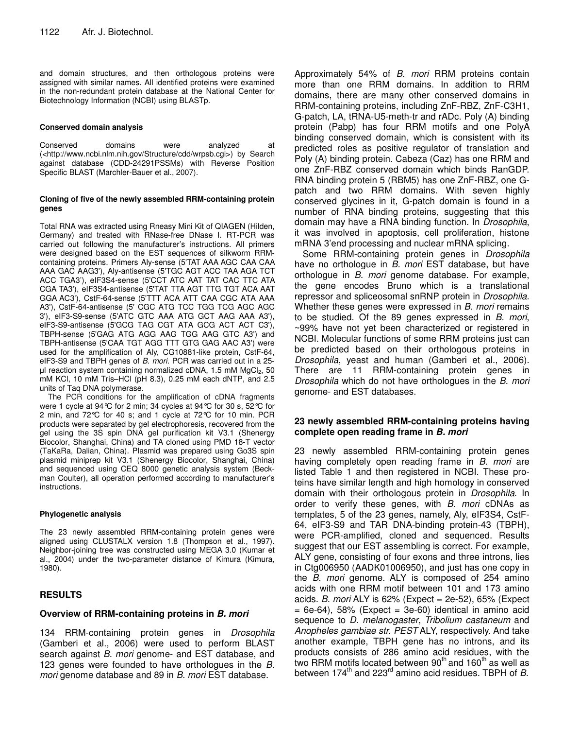and domain structures, and then orthologous proteins were assigned with similar names. All identified proteins were examined in the non-redundant protein database at the National Center for Biotechnology Information (NCBI) using BLASTp.

#### Conserved domain analysis

Conserved domains were analyzed at (<http://www.ncbi.nlm.nih.gov/Structure/cdd/wrpsb.cgi>) by Search against database (CDD-24291PSSMs) with Reverse Position Specific BLAST (Marchler-Bauer et al., 2007).

#### Cloning of five of the newly assembled RRM-containing protein genes

Total RNA was extracted using Rneasy Mini Kit of QIAGEN (Hilden, Germany) and treated with RNase-free DNase I. RT-PCR was carried out following the manufacturer's instructions. All primers were designed based on the EST sequences of silkworm RRM-containing proteins. Primers Aly-sense (5'TAT AAA AGC CAA CAA AAA GAC AAG3'), Aly-antisense (5'TGC AGT ACC TAA AGA TCT ACC TGA3'), eIF3S4-sense (5'CCT ATC AAT TAT CAC TTC ATA CGA TA3'), eIF3S4-antisense (5'TAT TTA AGT TTG TGT ACA AAT GGA AC3'), CstF-64-sense (5'TTT ACA ATT CAA CGC ATA AAA A3'), CstF-64-antisense (5' CGC ATG TCC TGG TCG AGC AGC 3'), eIF3-S9-sense (5'ATC GTC AAA ATG GCT AAG AAA A3'), eIF3-S9-antisense (5'GCG TAG CGT ATA GCG ACT ACT C3'), TBPH-sense (5'GAG ATG AGG AAG TGG AAG GTC A3') and TBPH-antisense (5'CAA TGT AGG TTT GTG GAG AAC A3') were used for the amplification of Aly, CG10881-like protein, CstF-64, eIF3-S9 and TBPH genes of *B. mori*. PCR was carried out in a 25-µl reaction system containing normalized cDNA, 1.5 mM $MgCl_2$, 50 mM KCl, 10 mM Tris–HCl (pH 8.3), 0.25 mM each dNTP, and 2.5 units of Taq DNA polymerase.

The PCR conditions for the amplification of cDNA fragments were 1 cycle at 94°C for 2 min; 34 cycles at 94°C for 30 s, 52°C for 2 min, and 72°C for 40 s; and 1 cycle at 72°C for 10 min. PCR products were separated by gel electrophoresis, recovered from the gel using the 3S spin DNA gel purification kit V3.1 (Shenergy Biocolor, Shanghai, China) and TA cloned using PMD 18-T vector (TaKaRa, Dalian, China). Plasmid was prepared using Go3S spin plasmid miniprep kit V3.1 (Shenergy Biocolor, Shanghai, China) and sequenced using CEQ 8000 genetic analysis system (Beckman Coulter), all operation performed according to manufacturer's instructions.

#### Phylogenetic analysis

The 23 newly assembled RRM-containing protein genes were aligned using CLUSTALX version 1.8 (Thompson et al., 1997). Neighbor-joining tree was constructed using MEGA 3.0 (Kumar et al., 2004) under the two-parameter distance of Kimura (Kimura, 1980).

## RESULTS

### Overview of RRM-containing proteins in *B. mori*

134 RRM-containing protein genes in *Drosophila* (Gamberi et al., 2006) were used to perform BLAST search against *B. mori* genome- and EST database, and 123 genes were founded to have orthologues in the *B. mori* genome database and 89 in *B. mori* EST database.

Approximately 54% of *B. mori* RRM proteins contain more than one RRM domains. In addition to RRM domains, there are many other conserved domains in RRM-containing proteins, including ZnF-RBZ, ZnF-C3H1, G-patch, LA, tRNA-U5-meth-tr and rADc. Poly (A) binding protein (Pabp) has four RRM motifs and one PolyA binding conserved domain, which is consistent with its predicted roles as positive regulator of translation and Poly (A) binding protein. Cabeza (Caz) has one RRM and one ZnF-RBZ conserved domain which binds RanGDP. RNA binding protein 5 (RBM5) has one ZnF-RBZ, one G-patch and two RRM domains. With seven highly conserved glycines in it, G-patch domain is found in a number of RNA binding proteins, suggesting that this domain may have a RNA binding function. In *Drosophila*, it was involved in apoptosis, cell proliferation, histone mRNA 3'end processing and nuclear mRNA splicing.

Some RRM-containing protein genes in *Drosophila* have no orthologue in *B. mori* EST database, but have orthologue in *B. mori* genome database. For example, the gene encodes Bruno which is a translational repressor and spliceosomal snRNP protein in *Drosophila*. Whether these genes were expressed in *B. mori* remains to be studied. Of the 89 genes expressed in *B. mori*, ~99% have not yet been characterized or registered in NCBI. Molecular functions of some RRM proteins just can be predicted based on their orthologous proteins in *Drosophila*, yeast and human (Gamberi et al., 2006). There are 11 RRM-containing protein genes in *Drosophila* which do not have orthologues in the *B. mori* genome- and EST databases.

### 23 newly assembled RRM-containing proteins having complete open reading frame in *B. mori*

23 newly assembled RRM-containing protein genes having completely open reading frame in *B. mori* are listed Table 1 and then registered in NCBI. These proteins have similar length and high homology in conserved domain with their orthologous protein in *Drosophila*. In order to verify these genes, with *B. mori* cDNAs as templates, 5 of the 23 genes, namely, Aly, eIF3S4, CstF-64, eIF3-S9 and TAR DNA-binding protein-43 (TBPH), were PCR-amplified, cloned and sequenced. Results suggest that our EST assembling is correct. For example, ALY gene, consisting of four exons and three introns, lies in Ctg006950 (AADK01006950), and just has one copy in the *B. mori* genome. ALY is composed of 254 amino acids with one RRM motif between 101 and 173 amino acids. *B. mori* ALY is 62% (Expect = 2e-52), 65% (Expect = 6e-64), 58% (Expect = 3e-60) identical in amino acid sequence to *D. melanogaster*, *Tribolium castaneum* and *Anopheles gambiae str. PEST* ALY, respectively. And take another example, TBPH gene has no introns, and its products consists of 286 amino acid residues, with the two RRM motifs located between 90$^{th}$ and 160$^{th}$ as well as between 174$^{th}$ and 223$^{rd}$ amino acid residues. TBPH of *B.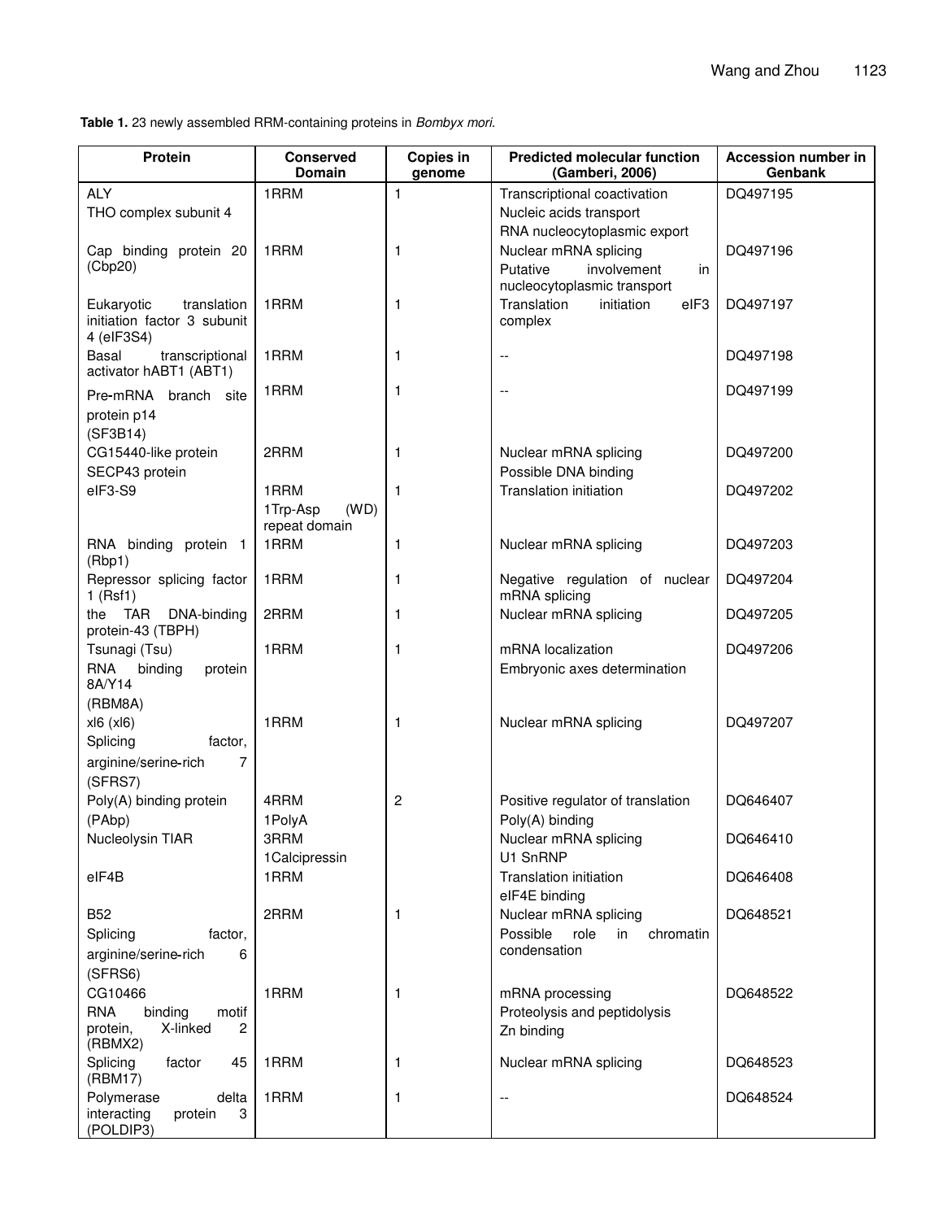**Table 1.** 23 newly assembled RRM-containing proteins in *Bombyx mori*.

| Protein | Conserved Domain | Copies in genome | Predicted molecular function (Gamberi, 2006) | Accession number in Genbank |
|---|---|---|---|---|
| ALY | 1RRM | 1 | Transcriptional coactivation | DQ497195 |
| THO complex subunit 4 | | | Nucleic acids transport<br>RNA nucleocytoplasmic export | |
| Cap binding protein 20 (Cbp20) | 1RRM | 1 | Nuclear mRNA splicing<br>Putative involvement in nucleocytoplasmic transport | DQ497196 |
| Eukaryotic translation initiation factor 3 subunit 4 (eIF3S4) | 1RRM | 1 | Translation initiation eIF3 complex | DQ497197 |
| Basal transcriptional activator hABT1 (ABT1) | 1RRM | 1 | -- | DQ497198 |
| Pre-mRNA branch site protein p14 (SF3B14) | 1RRM | 1 | -- | DQ497199 |
| CG15440-like protein | 2RRM | 1 | Nuclear mRNA splicing | DQ497200 |
| SECP43 protein | | | Possible DNA binding | |
| eIF3-S9 | 1RRM<br>1Trp-Asp (WD) repeat domain | 1 | Translation initiation | DQ497202 |
| RNA binding protein 1 (Rbp1) | 1RRM | 1 | Nuclear mRNA splicing | DQ497203 |
| Repressor splicing factor 1 (Rsf1) | 1RRM | 1 | Negative regulation of nuclear mRNA splicing | DQ497204 |
| the TAR DNA-binding protein-43 (TBPH) | 2RRM | 1 | Nuclear mRNA splicing | DQ497205 |
| Tsunagi (Tsu) | 1RRM | 1 | mRNA localization | DQ497206 |
| RNA binding protein 8A/Y14 (RBM8A) | | | Embryonic axes determination | |
| xl6 (xl6) | 1RRM | 1 | Nuclear mRNA splicing | DQ497207 |
| Splicing factor, arginine/serine-rich 7 (SFRS7) | | | | |
| Poly(A) binding protein (PAbp) | 4RRM<br>1PolyA | 2 | Positive regulator of translation<br>Poly(A) binding | DQ646407 |
| Nucleolysin TIAR | 3RRM<br>1Calcipressin | | Nuclear mRNA splicing<br>U1 SnRNP | DQ646410 |
| eIF4B | 1RRM | | Translation initiation<br>eIF4E binding | DQ646408 |
| B52 | 2RRM | 1 | Nuclear mRNA splicing | DQ648521 |
| Splicing factor, arginine/serine-rich 6 (SFRS6) | | | Possible role in chromatin condensation | |
| CG10466 | 1RRM | 1 | mRNA processing | DQ648522 |
| RNA binding motif protein, X-linked 2 (RBMX2) | | | Proteolysis and peptidolysis<br>Zn binding | |
| Splicing factor 45 (RBM17) | 1RRM | 1 | Nuclear mRNA splicing | DQ648523 |
| Polymerase delta interacting protein 3 (POLDIP3) | 1RRM | 1 | -- | DQ648524 |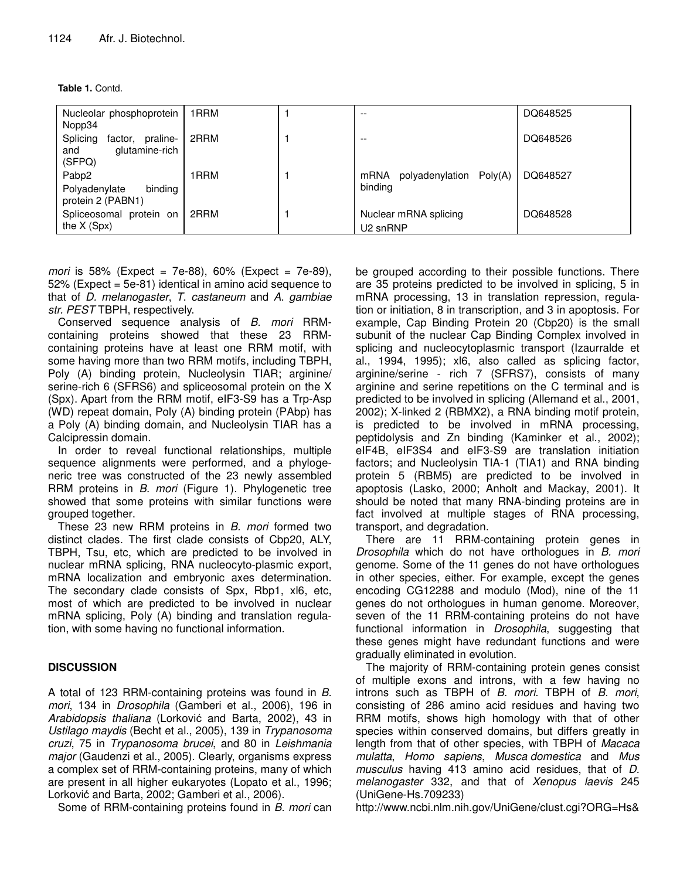**Table 1.** Contd.

| | | | | |
|---|---|---|---|---|
| Nucleolar phosphoprotein Nopp34 | 1RRM | 1 | -- | DQ648525 |
| Splicing factor, praline- and glutamine-rich (SFPQ) | 2RRM | 1 | -- | DQ648526 |
| Pabp2 Polyadenylate binding protein 2 (PABN1) | 1RRM | 1 | mRNA polyadenylation Poly(A) binding | DQ648527 |
| Spliceosomal protein on the X (Spx) | 2RRM | 1 | Nuclear mRNA splicing U2 snRNP | DQ648528 |

*mori* is 58% (Expect = 7e-88), 60% (Expect = 7e-89), 52% (Expect = 5e-81) identical in amino acid sequence to that of *D. melanogaster*, *T. castaneum* and *A. gambiae str. PEST* TBPH, respectively.

Conserved sequence analysis of *B. mori* RRM-containing proteins showed that these 23 RRM-containing proteins have at least one RRM motif, with some having more than two RRM motifs, including TBPH, Poly (A) binding protein, Nucleolysin TIAR; arginine/ serine-rich 6 (SFRS6) and spliceosomal protein on the X (Spx). Apart from the RRM motif, eIF3-S9 has a Trp-Asp (WD) repeat domain, Poly (A) binding protein (PAbp) has a Poly (A) binding domain, and Nucleolysin TIAR has a Calcipressin domain.

In order to reveal functional relationships, multiple sequence alignments were performed, and a phylogeneric tree was constructed of the 23 newly assembled RRM proteins in *B. mori* (Figure 1). Phylogenetic tree showed that some proteins with similar functions were grouped together.

These 23 new RRM proteins in *B. mori* formed two distinct clades. The first clade consists of Cbp20, ALY, TBPH, Tsu, etc, which are predicted to be involved in nuclear mRNA splicing, RNA nucleocyto-plasmic export, mRNA localization and embryonic axes determination. The secondary clade consists of Spx, Rbp1, xl6, etc, most of which are predicted to be involved in nuclear mRNA splicing, Poly (A) binding and translation regulation, with some having no functional information.

## DISCUSSION

A total of 123 RRM-containing proteins was found in *B. mori*, 134 in *Drosophila* (Gamberi et al., 2006), 196 in *Arabidopsis thaliana* (Lorković and Barta, 2002), 43 in *Ustilago maydis* (Becht et al., 2005), 139 in *Trypanosoma cruzi*, 75 in *Trypanosoma brucei*, and 80 in *Leishmania major* (Gaudenzi et al., 2005). Clearly, organisms express a complex set of RRM-containing proteins, many of which are present in all higher eukaryotes (Lopato et al., 1996; Lorković and Barta, 2002; Gamberi et al., 2006).

Some of RRM-containing proteins found in *B. mori* can be grouped according to their possible functions. There are 35 proteins predicted to be involved in splicing, 5 in mRNA processing, 13 in translation repression, regulation or initiation, 8 in transcription, and 3 in apoptosis. For example, Cap Binding Protein 20 (Cbp20) is the small subunit of the nuclear Cap Binding Complex involved in splicing and nucleocytoplasmic transport (Izaurralde et al., 1994, 1995); xl6, also called as splicing factor, arginine/serine - rich 7 (SFRS7), consists of many arginine and serine repetitions on the C terminal and is predicted to be involved in splicing (Allemand et al., 2001, 2002); X-linked 2 (RBMX2), a RNA binding motif protein, is predicted to be involved in mRNA processing, peptidolysis and Zn binding (Kaminker et al., 2002); eIF4B, eIF3S4 and eIF3-S9 are translation initiation factors; and Nucleolysin TIA-1 (TIA1) and RNA binding protein 5 (RBM5) are predicted to be involved in apoptosis (Lasko, 2000; Anholt and Mackay, 2001). It should be noted that many RNA-binding proteins are in fact involved at multiple stages of RNA processing, transport, and degradation.

There are 11 RRM-containing protein genes in *Drosophila* which do not have orthologues in *B. mori* genome. Some of the 11 genes do not have orthologues in other species, either. For example, except the genes encoding CG12288 and modulo (Mod), nine of the 11 genes do not orthologues in human genome. Moreover, seven of the 11 RRM-containing proteins do not have functional information in *Drosophila*, suggesting that these genes might have redundant functions and were gradually eliminated in evolution.

The majority of RRM-containing protein genes consist of multiple exons and introns, with a few having no introns such as TBPH of *B. mori*. TBPH of *B. mori*, consisting of 286 amino acid residues and having two RRM motifs, shows high homology with that of other species within conserved domains, but differs greatly in length from that of other species, with TBPH of *Macaca mulatta*, *Homo sapiens*, *Musca domestica* and *Mus musculus* having 413 amino acid residues, that of *D. melanogaster* 332, and that of *Xenopus laevis* 245 (UniGene-Hs.709233)

http://www.ncbi.nlm.nih.gov/UniGene/clust.cgi?ORG=Hs&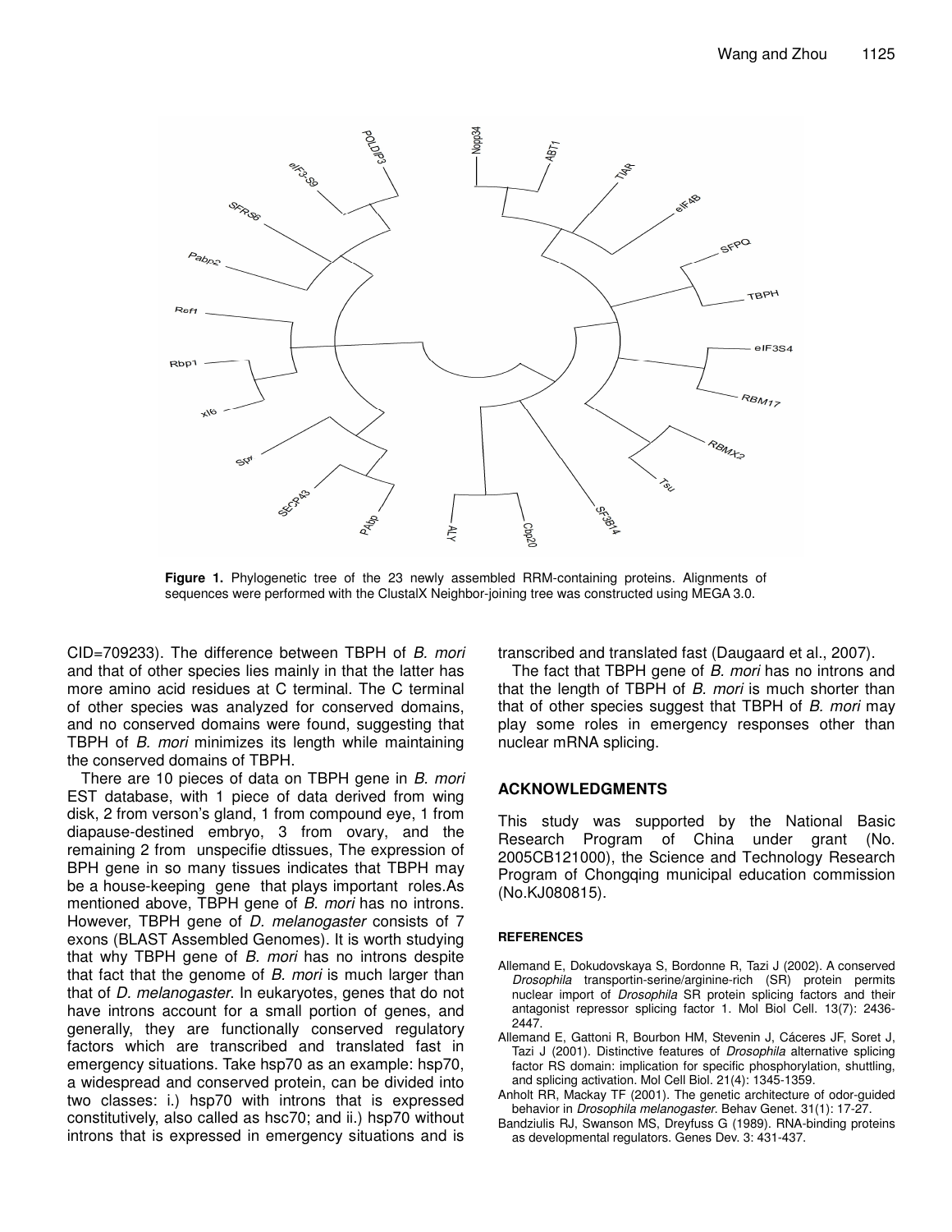**Figure 1.** Phylogenetic tree of the 23 newly assembled RRM-containing proteins. Alignments of sequences were performed with the ClustalX Neighbor-joining tree was constructed using MEGA 3.0.

CID=709233). The difference between TBPH of *B. mori* and that of other species lies mainly in that the latter has more amino acid residues at C terminal. The C terminal of other species was analyzed for conserved domains, and no conserved domains were found, suggesting that TBPH of *B. mori* minimizes its length while maintaining the conserved domains of TBPH.

There are 10 pieces of data on TBPH gene in *B. mori* EST database, with 1 piece of data derived from wing disk, 2 from verson's gland, 1 from compound eye, 1 from diapause-destined embryo, 3 from ovary, and the remaining 2 from unspecifie dtissues, The expression of BPH gene in so many tissues indicates that TBPH may be a house-keeping gene that plays important roles.As mentioned above, TBPH gene of *B. mori* has no introns. However, TBPH gene of *D. melanogaster* consists of 7 exons (BLAST Assembled Genomes). It is worth studying that why TBPH gene of *B. mori* has no introns despite that fact that the genome of *B. mori* is much larger than that of *D. melanogaster*. In eukaryotes, genes that do not have introns account for a small portion of genes, and generally, they are functionally conserved regulatory factors which are transcribed and translated fast in emergency situations. Take hsp70 as an example: hsp70, a widespread and conserved protein, can be divided into two classes: i.) hsp70 with introns that is expressed constitutively, also called as hsc70; and ii.) hsp70 without introns that is expressed in emergency situations and is transcribed and translated fast (Daugaard et al., 2007).

The fact that TBPH gene of *B. mori* has no introns and that the length of TBPH of *B. mori* is much shorter than that of other species suggest that TBPH of *B. mori* may play some roles in emergency responses other than nuclear mRNA splicing.

## ACKNOWLEDGMENTS

This study was supported by the National Basic Research Program of China under grant (No. 2005CB121000), the Science and Technology Research Program of Chongqing municipal education commission (No.KJ080815).

### REFERENCES

Allemand E, Dokudovskaya S, Bordonne R, Tazi J (2002). A conserved *Drosophila* transportin-serine/arginine-rich (SR) protein permits nuclear import of *Drosophila* SR protein splicing factors and their antagonist repressor splicing factor 1. Mol Biol Cell. 13(7): 2436-2447.

Allemand E, Gattoni R, Bourbon HM, Stevenin J, Cáceres JF, Soret J, Tazi J (2001). Distinctive features of *Drosophila* alternative splicing factor RS domain: implication for specific phosphorylation, shuttling, and splicing activation. Mol Cell Biol. 21(4): 1345-1359.

Anholt RR, Mackay TF (2001). The genetic architecture of odor-guided behavior in *Drosophila melanogaster*. Behav Genet. 31(1): 17-27.

Bandziulis RJ, Swanson MS, Dreyfuss G (1989). RNA-binding proteins as developmental regulators. Genes Dev. 3: 431-437.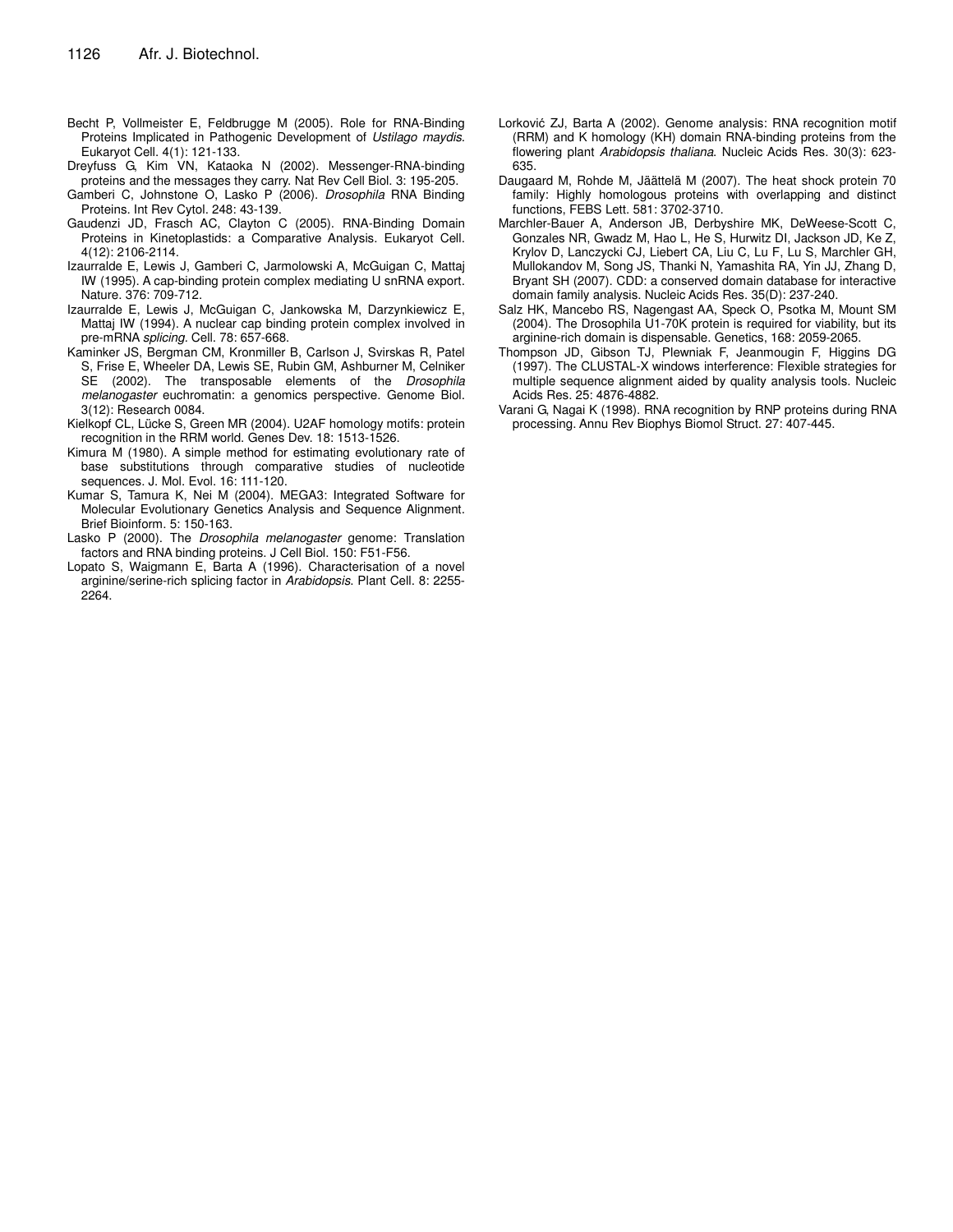Becht P, Vollmeister E, Feldbrugge M (2005). Role for RNA-Binding Proteins Implicated in Pathogenic Development of *Ustilago maydis*. Eukaryot Cell. 4(1): 121-133.

Dreyfuss G, Kim VN, Kataoka N (2002). Messenger-RNA-binding proteins and the messages they carry. Nat Rev Cell Biol. 3: 195-205.

Gamberi C, Johnstone O, Lasko P (2006). *Drosophila* RNA Binding Proteins. Int Rev Cytol. 248: 43-139.

Gaudenzi JD, Frasch AC, Clayton C (2005). RNA-Binding Domain Proteins in Kinetoplastids: a Comparative Analysis. Eukaryot Cell. 4(12): 2106-2114.

Izaurralde E, Lewis J, Gamberi C, Jarmolowski A, McGuigan C, Mattaj IW (1995). A cap-binding protein complex mediating U snRNA export. Nature. 376: 709-712.

Izaurralde E, Lewis J, McGuigan C, Jankowska M, Darzynkiewicz E, Mattaj IW (1994). A nuclear cap binding protein complex involved in pre-mRNA *splicing*. Cell. 78: 657-668.

Kaminker JS, Bergman CM, Kronmiller B, Carlson J, Svirskas R, Patel S, Frise E, Wheeler DA, Lewis SE, Rubin GM, Ashburner M, Celniker SE (2002). The transposable elements of the *Drosophila melanogaster* euchromatin: a genomics perspective. Genome Biol. 3(12): Research 0084.

Kielkopf CL, Lücke S, Green MR (2004). U2AF homology motifs: protein recognition in the RRM world. Genes Dev. 18: 1513-1526.

Kimura M (1980). A simple method for estimating evolutionary rate of base substitutions through comparative studies of nucleotide sequences. J. Mol. Evol. 16: 111-120.

Kumar S, Tamura K, Nei M (2004). MEGA3: Integrated Software for Molecular Evolutionary Genetics Analysis and Sequence Alignment. Brief Bioinform. 5: 150-163.

Lasko P (2000). The *Drosophila melanogaster* genome: Translation factors and RNA binding proteins. J Cell Biol. 150: F51-F56.

Lopato S, Waigmann E, Barta A (1996). Characterisation of a novel arginine/serine-rich splicing factor in *Arabidopsis*. Plant Cell. 8: 2255-2264.

Lorković ZJ, Barta A (2002). Genome analysis: RNA recognition motif (RRM) and K homology (KH) domain RNA-binding proteins from the flowering plant *Arabidopsis thaliana*. Nucleic Acids Res. 30(3): 623-635.

Daugaard M, Rohde M, Jäättelä M (2007). The heat shock protein 70 family: Highly homologous proteins with overlapping and distinct functions, FEBS Lett. 581: 3702-3710.

Marchler-Bauer A, Anderson JB, Derbyshire MK, DeWeese-Scott C, Gonzales NR, Gwadz M, Hao L, He S, Hurwitz DI, Jackson JD, Ke Z, Krylov D, Lanczycki CJ, Liebert CA, Liu C, Lu F, Lu S, Marchler GH, Mullokandov M, Song JS, Thanki N, Yamashita RA, Yin JJ, Zhang D, Bryant SH (2007). CDD: a conserved domain database for interactive domain family analysis. Nucleic Acids Res. 35(D): 237-240.

Salz HK, Mancebo RS, Nagengast AA, Speck O, Psotka M, Mount SM (2004). The Drosophila U1-70K protein is required for viability, but its arginine-rich domain is dispensable. Genetics, 168: 2059-2065.

Thompson JD, Gibson TJ, Plewniak F, Jeanmougin F, Higgins DG (1997). The CLUSTAL-X windows interference: Flexible strategies for multiple sequence alignment aided by quality analysis tools. Nucleic Acids Res. 25: 4876-4882.

Varani G, Nagai K (1998). RNA recognition by RNP proteins during RNA processing. Annu Rev Biophys Biomol Struct. 27: 407-445.